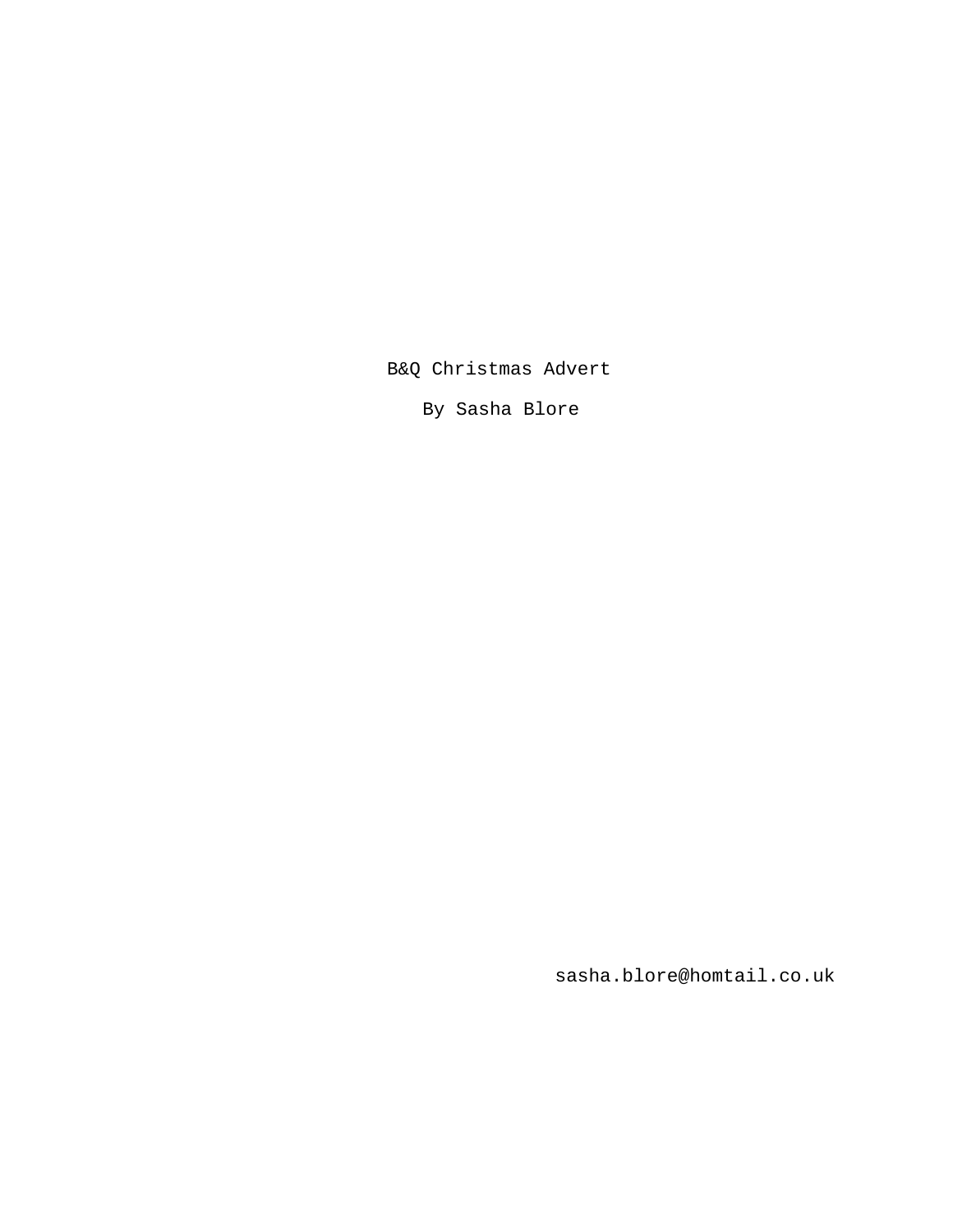B&Q Christmas Advert

By Sasha Blore

sasha.blore@homtail.co.uk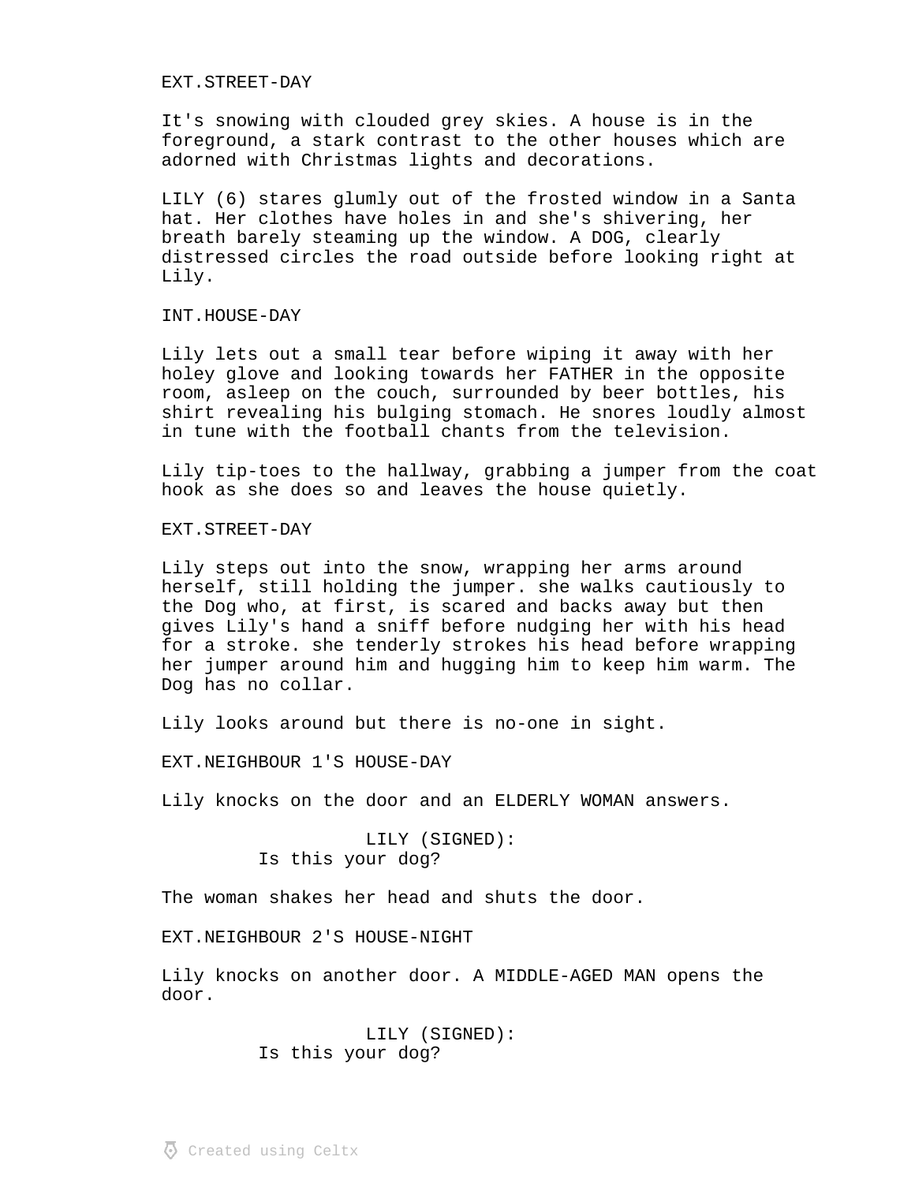EXT.STREET-DAY

It's snowing with clouded grey skies. A house is in the foreground, a stark contrast to the other houses which are adorned with Christmas lights and decorations.

LILY (6) stares glumly out of the frosted window in a Santa hat. Her clothes have holes in and she's shivering, her breath barely steaming up the window. A DOG, clearly distressed circles the road outside before looking right at Lily.

INT.HOUSE-DAY

Lily lets out a small tear before wiping it away with her holey glove and looking towards her FATHER in the opposite room, asleep on the couch, surrounded by beer bottles, his shirt revealing his bulging stomach. He snores loudly almost in tune with the football chants from the television.

Lily tip-toes to the hallway, grabbing a jumper from the coat hook as she does so and leaves the house quietly.

EXT.STREET-DAY

Lily steps out into the snow, wrapping her arms around herself, still holding the jumper. she walks cautiously to the Dog who, at first, is scared and backs away but then gives Lily's hand a sniff before nudging her with his head for a stroke. she tenderly strokes his head before wrapping her jumper around him and hugging him to keep him warm. The Dog has no collar.

Lily looks around but there is no-one in sight.

EXT.NEIGHBOUR 1'S HOUSE-DAY

Lily knocks on the door and an ELDERLY WOMAN answers.

LILY (SIGNED):
Is this your dog?

The woman shakes her head and shuts the door.

EXT.NEIGHBOUR 2'S HOUSE-NIGHT

Lily knocks on another door. A MIDDLE-AGED MAN opens the door.

LILY (SIGNED):
Is this your dog?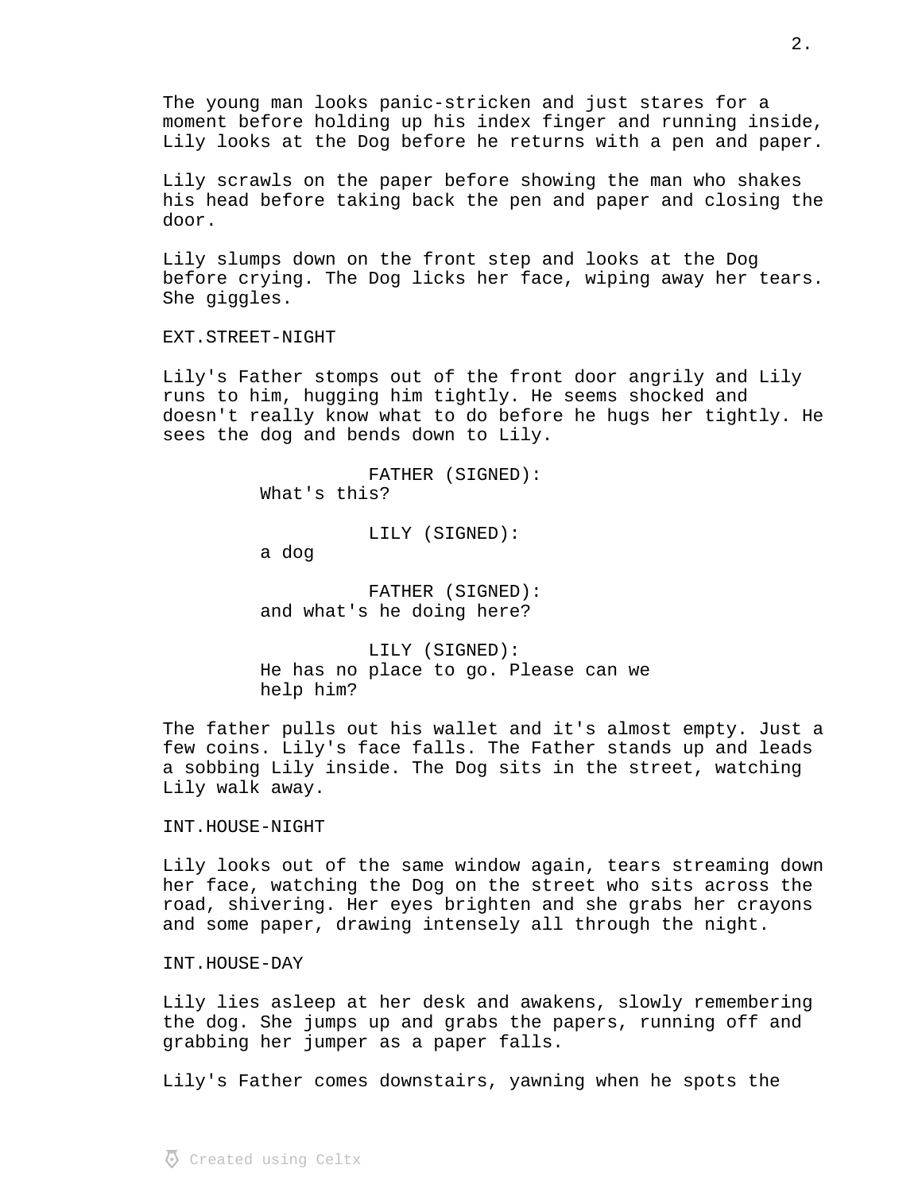The young man looks panic-stricken and just stares for a moment before holding up his index finger and running inside, Lily looks at the Dog before he returns with a pen and paper.

Lily scrawls on the paper before showing the man who shakes his head before taking back the pen and paper and closing the door.

Lily slumps down on the front step and looks at the Dog before crying. The Dog licks her face, wiping away her tears. She giggles.

EXT.STREET-NIGHT

Lily's Father stomps out of the front door angrily and Lily runs to him, hugging him tightly. He seems shocked and doesn't really know what to do before he hugs her tightly. He sees the dog and bends down to Lily.

FATHER (SIGNED):
What's this?

LILY (SIGNED):
a dog

FATHER (SIGNED):
and what's he doing here?

LILY (SIGNED):
He has no place to go. Please can we help him?

The father pulls out his wallet and it's almost empty. Just a few coins. Lily's face falls. The Father stands up and leads a sobbing Lily inside. The Dog sits in the street, watching Lily walk away.

INT.HOUSE-NIGHT

Lily looks out of the same window again, tears streaming down her face, watching the Dog on the street who sits across the road, shivering. Her eyes brighten and she grabs her crayons and some paper, drawing intensely all through the night.

INT.HOUSE-DAY

Lily lies asleep at her desk and awakens, slowly remembering the dog. She jumps up and grabs the papers, running off and grabbing her jumper as a paper falls.

Lily's Father comes downstairs, yawning when he spots the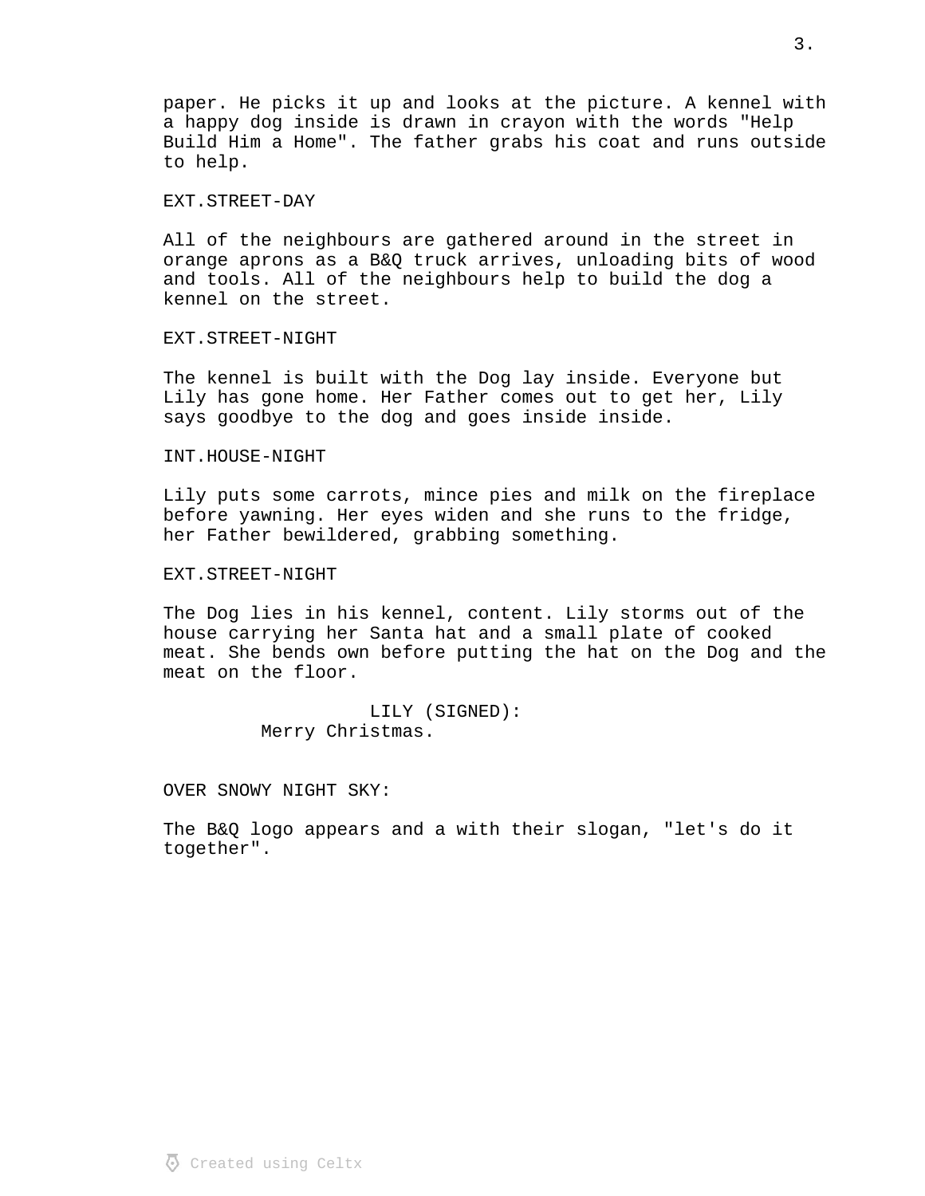paper. He picks it up and looks at the picture. A kennel with a happy dog inside is drawn in crayon with the words "Help Build Him a Home". The father grabs his coat and runs outside to help.

EXT.STREET-DAY

All of the neighbours are gathered around in the street in orange aprons as a B&Q truck arrives, unloading bits of wood and tools. All of the neighbours help to build the dog a kennel on the street.

EXT.STREET-NIGHT

The kennel is built with the Dog lay inside. Everyone but Lily has gone home. Her Father comes out to get her, Lily says goodbye to the dog and goes inside inside.

INT.HOUSE-NIGHT

Lily puts some carrots, mince pies and milk on the fireplace before yawning. Her eyes widen and she runs to the fridge, her Father bewildered, grabbing something.

EXT.STREET-NIGHT

The Dog lies in his kennel, content. Lily storms out of the house carrying her Santa hat and a small plate of cooked meat. She bends own before putting the hat on the Dog and the meat on the floor.

LILY (SIGNED):
Merry Christmas.

OVER SNOWY NIGHT SKY:

The B&Q logo appears and a with their slogan, "let's do it together".